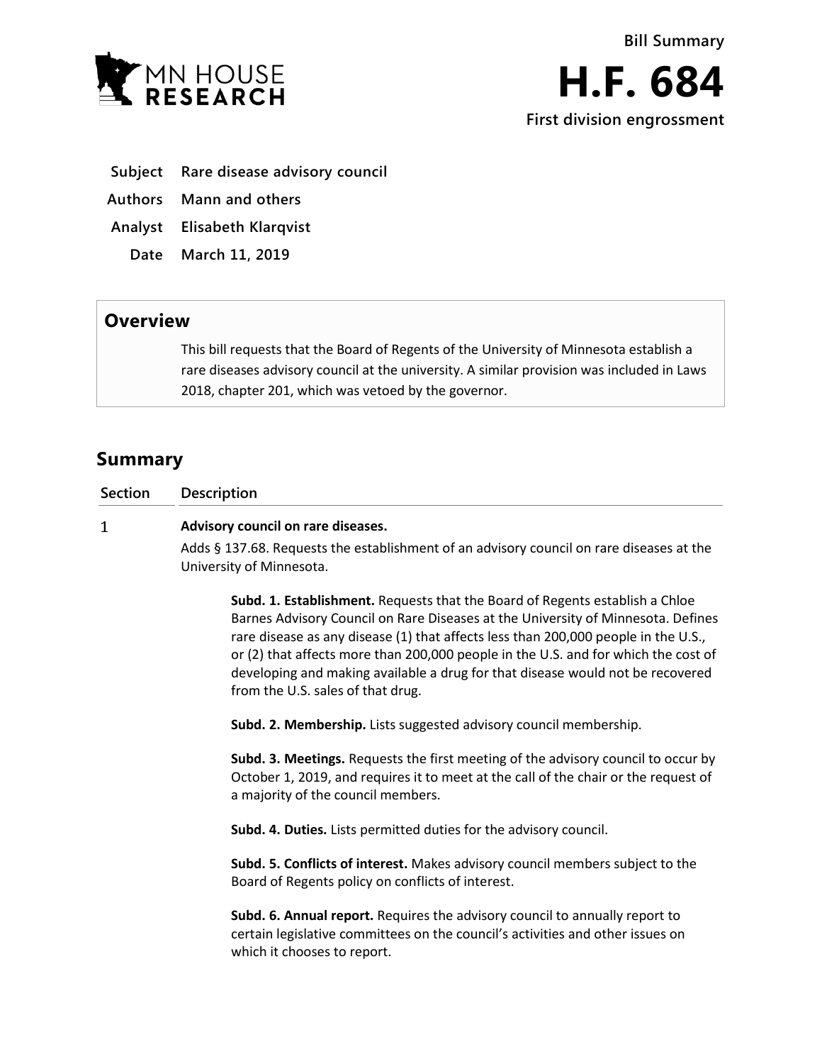MN HOUSE RESEARCH

Bill Summary

# H.F. 684

First division engrossment

| | |
|---|---|
| **Subject** | **Rare disease advisory council** |
| **Authors** | **Mann and others** |
| **Analyst** | **Elisabeth Klarqvist** |
| **Date** | **March 11, 2019** |

## Overview

This bill requests that the Board of Regents of the University of Minnesota establish a rare diseases advisory council at the university. A similar provision was included in Laws 2018, chapter 201, which was vetoed by the governor.

## Summary

| Section | Description |
|---|---|
| 1 | **Advisory council on rare diseases.** Adds § 137.68. Requests the establishment of an advisory council on rare diseases at the University of Minnesota. |

**Subd. 1. Establishment.** Requests that the Board of Regents establish a Chloe Barnes Advisory Council on Rare Diseases at the University of Minnesota. Defines rare disease as any disease (1) that affects less than 200,000 people in the U.S., or (2) that affects more than 200,000 people in the U.S. and for which the cost of developing and making available a drug for that disease would not be recovered from the U.S. sales of that drug.

**Subd. 2. Membership.** Lists suggested advisory council membership.

**Subd. 3. Meetings.** Requests the first meeting of the advisory council to occur by October 1, 2019, and requires it to meet at the call of the chair or the request of a majority of the council members.

**Subd. 4. Duties.** Lists permitted duties for the advisory council.

**Subd. 5. Conflicts of interest.** Makes advisory council members subject to the Board of Regents policy on conflicts of interest.

**Subd. 6. Annual report.** Requires the advisory council to annually report to certain legislative committees on the council's activities and other issues on which it chooses to report.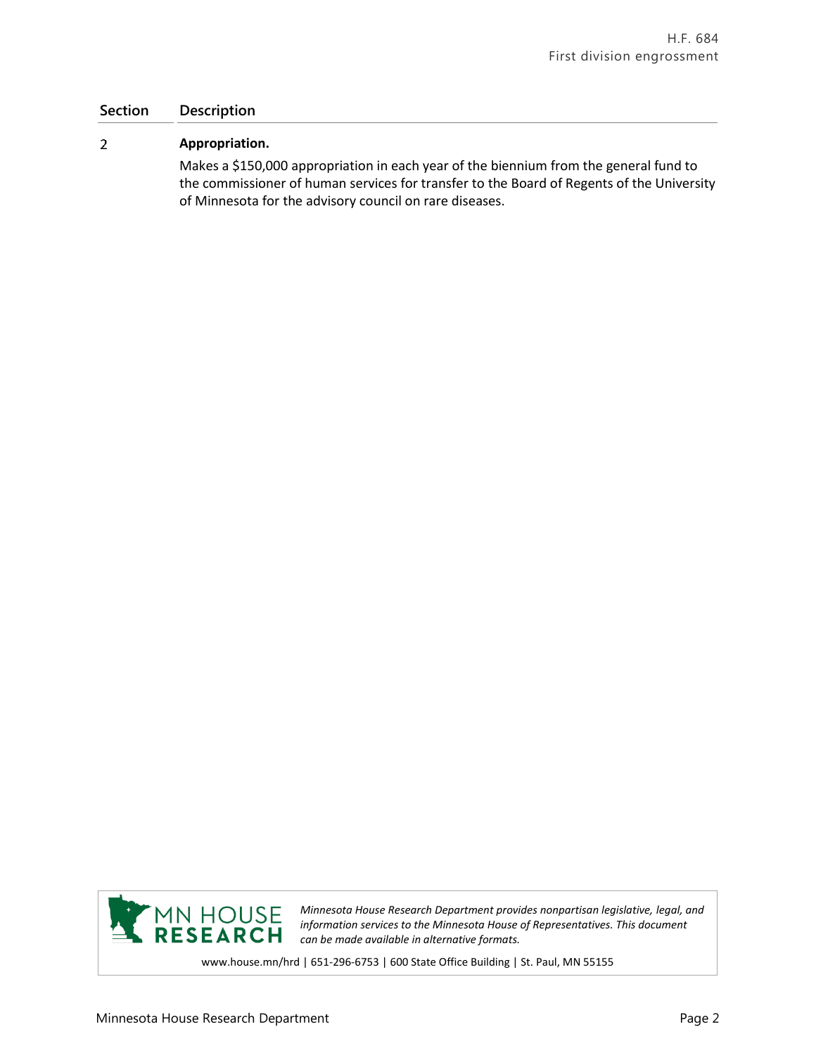| Section | Description |
|---|---|
| 2 | **Appropriation.**<br>Makes a $150,000 appropriation in each year of the biennium from the general fund to the commissioner of human services for transfer to the Board of Regents of the University of Minnesota for the advisory council on rare diseases. |

MN HOUSE RESEARCH

*Minnesota House Research Department provides nonpartisan legislative, legal, and information services to the Minnesota House of Representatives. This document can be made available in alternative formats.*

www.house.mn/hrd | 651-296-6753 | 600 State Office Building | St. Paul, MN 55155